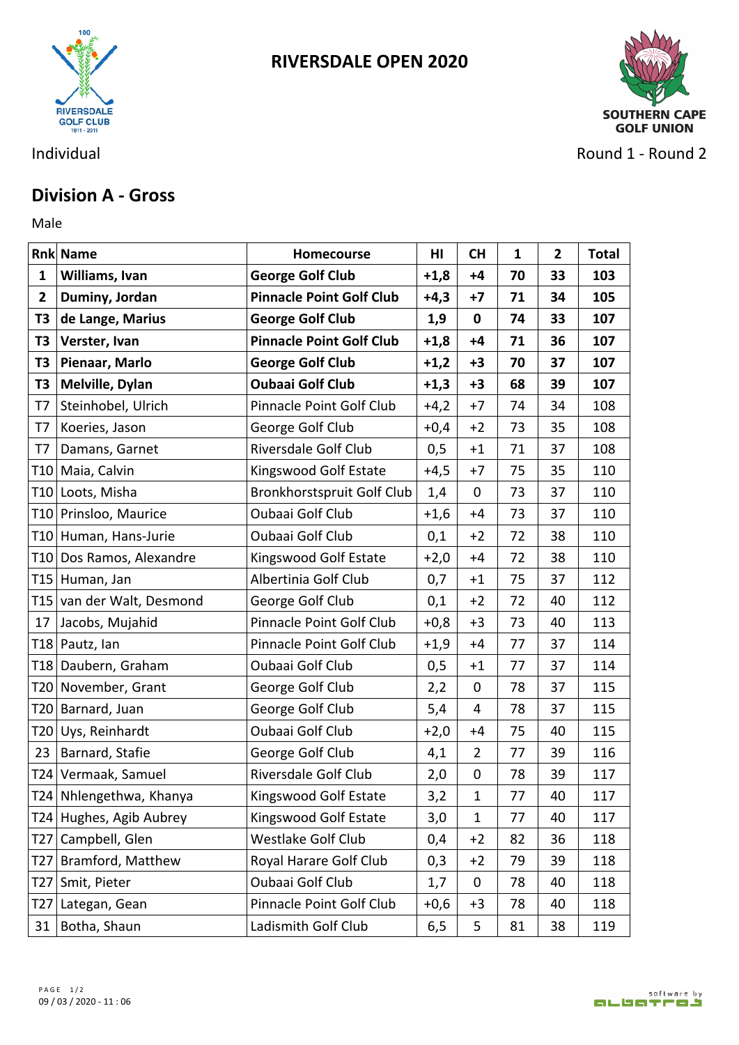# RIVERSDALE OPEN 2020

RIVERSDALE GOLF CLUB 1911 - 2011

SOUTHERN CAPE GOLF UNION

Individual

Round 1 - Round 2

## Division A - Gross

Male

| Rnk | Name | Homecourse | HI | CH | 1 | 2 | Total |
|---|---|---|---|---|---|---|---|
| **1** | **Williams, Ivan** | **George Golf Club** | **+1,8** | **+4** | **70** | **33** | **103** |
| **2** | **Duminy, Jordan** | **Pinnacle Point Golf Club** | **+4,3** | **+7** | **71** | **34** | **105** |
| **T3** | **de Lange, Marius** | **George Golf Club** | **1,9** | **0** | **74** | **33** | **107** |
| **T3** | **Verster, Ivan** | **Pinnacle Point Golf Club** | **+1,8** | **+4** | **71** | **36** | **107** |
| **T3** | **Pienaar, Marlo** | **George Golf Club** | **+1,2** | **+3** | **70** | **37** | **107** |
| **T3** | **Melville, Dylan** | **Oubaai Golf Club** | **+1,3** | **+3** | **68** | **39** | **107** |
| T7 | Steinhobel, Ulrich | Pinnacle Point Golf Club | +4,2 | +7 | 74 | 34 | 108 |
| T7 | Koeries, Jason | George Golf Club | +0,4 | +2 | 73 | 35 | 108 |
| T7 | Damans, Garnet | Riversdale Golf Club | 0,5 | +1 | 71 | 37 | 108 |
| T10 | Maia, Calvin | Kingswood Golf Estate | +4,5 | +7 | 75 | 35 | 110 |
| T10 | Loots, Misha | Bronkhorstspruit Golf Club | 1,4 | 0 | 73 | 37 | 110 |
| T10 | Prinsloo, Maurice | Oubaai Golf Club | +1,6 | +4 | 73 | 37 | 110 |
| T10 | Human, Hans-Jurie | Oubaai Golf Club | 0,1 | +2 | 72 | 38 | 110 |
| T10 | Dos Ramos, Alexandre | Kingswood Golf Estate | +2,0 | +4 | 72 | 38 | 110 |
| T15 | Human, Jan | Albertinia Golf Club | 0,7 | +1 | 75 | 37 | 112 |
| T15 | van der Walt, Desmond | George Golf Club | 0,1 | +2 | 72 | 40 | 112 |
| 17 | Jacobs, Mujahid | Pinnacle Point Golf Club | +0,8 | +3 | 73 | 40 | 113 |
| T18 | Pautz, Ian | Pinnacle Point Golf Club | +1,9 | +4 | 77 | 37 | 114 |
| T18 | Daubern, Graham | Oubaai Golf Club | 0,5 | +1 | 77 | 37 | 114 |
| T20 | November, Grant | George Golf Club | 2,2 | 0 | 78 | 37 | 115 |
| T20 | Barnard, Juan | George Golf Club | 5,4 | 4 | 78 | 37 | 115 |
| T20 | Uys, Reinhardt | Oubaai Golf Club | +2,0 | +4 | 75 | 40 | 115 |
| 23 | Barnard, Stafie | George Golf Club | 4,1 | 2 | 77 | 39 | 116 |
| T24 | Vermaak, Samuel | Riversdale Golf Club | 2,0 | 0 | 78 | 39 | 117 |
| T24 | Nhlengethwa, Khanya | Kingswood Golf Estate | 3,2 | 1 | 77 | 40 | 117 |
| T24 | Hughes, Agib Aubrey | Kingswood Golf Estate | 3,0 | 1 | 77 | 40 | 117 |
| T27 | Campbell, Glen | Westlake Golf Club | 0,4 | +2 | 82 | 36 | 118 |
| T27 | Bramford, Matthew | Royal Harare Golf Club | 0,3 | +2 | 79 | 39 | 118 |
| T27 | Smit, Pieter | Oubaai Golf Club | 1,7 | 0 | 78 | 40 | 118 |
| T27 | Lategan, Gean | Pinnacle Point Golf Club | +0,6 | +3 | 78 | 40 | 118 |
| 31 | Botha, Shaun | Ladismith Golf Club | 6,5 | 5 | 81 | 38 | 119 |

09 / 03 / 2020 - 11 : 06

software by albatros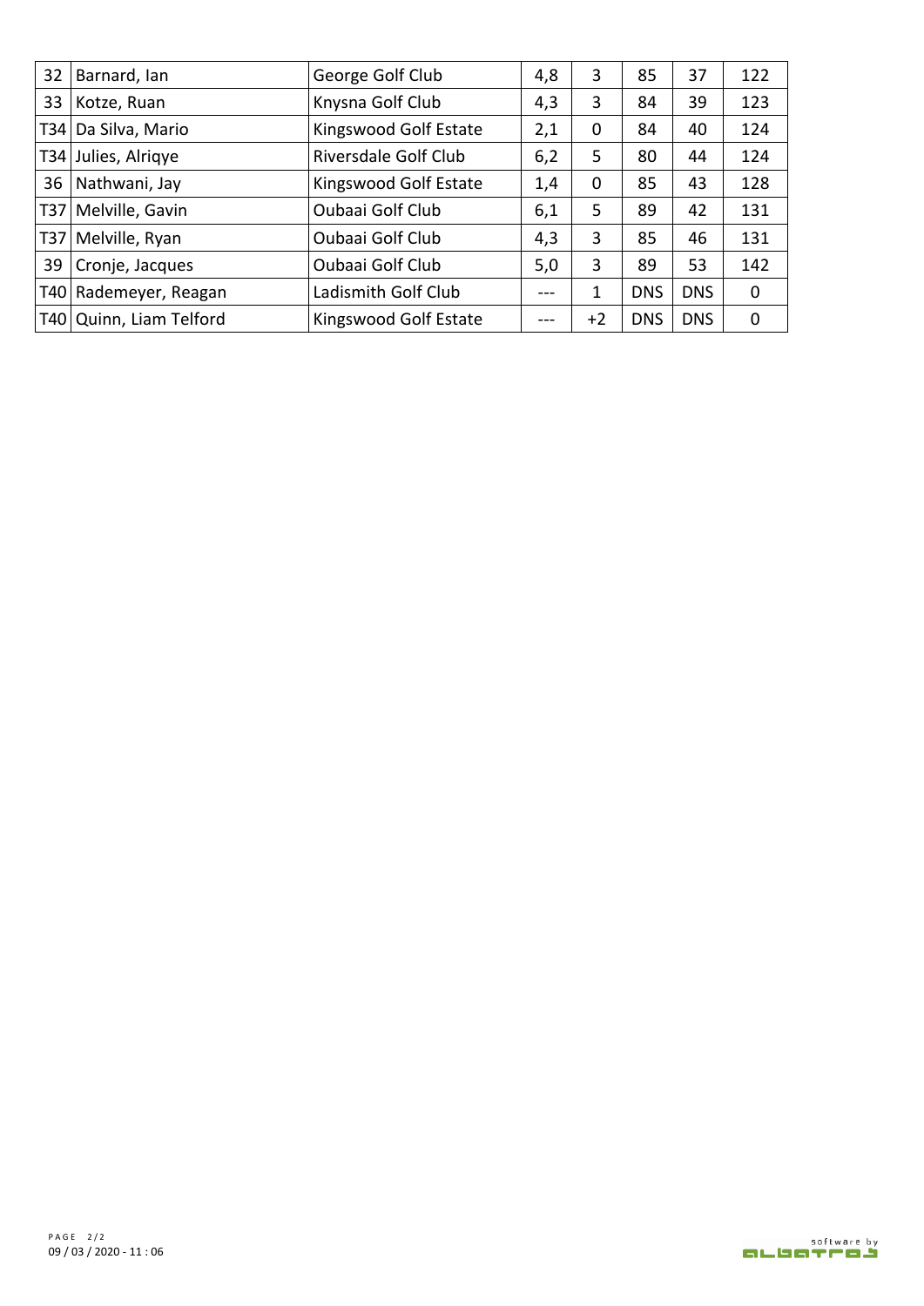| | | | | | | | |
|---|---|---|---|---|---|---|---|
| 32 | Barnard, Ian | George Golf Club | 4,8 | 3 | 85 | 37 | 122 |
| 33 | Kotze, Ruan | Knysna Golf Club | 4,3 | 3 | 84 | 39 | 123 |
| T34 | Da Silva, Mario | Kingswood Golf Estate | 2,1 | 0 | 84 | 40 | 124 |
| T34 | Julies, Alriqye | Riversdale Golf Club | 6,2 | 5 | 80 | 44 | 124 |
| 36 | Nathwani, Jay | Kingswood Golf Estate | 1,4 | 0 | 85 | 43 | 128 |
| T37 | Melville, Gavin | Oubaai Golf Club | 6,1 | 5 | 89 | 42 | 131 |
| T37 | Melville, Ryan | Oubaai Golf Club | 4,3 | 3 | 85 | 46 | 131 |
| 39 | Cronje, Jacques | Oubaai Golf Club | 5,0 | 3 | 89 | 53 | 142 |
| T40 | Rademeyer, Reagan | Ladismith Golf Club | --- | 1 | DNS | DNS | 0 |
| T40 | Quinn, Liam Telford | Kingswood Golf Estate | --- | +2 | DNS | DNS | 0 |

09 / 03 / 2020 - 11 : 06

software by albatros